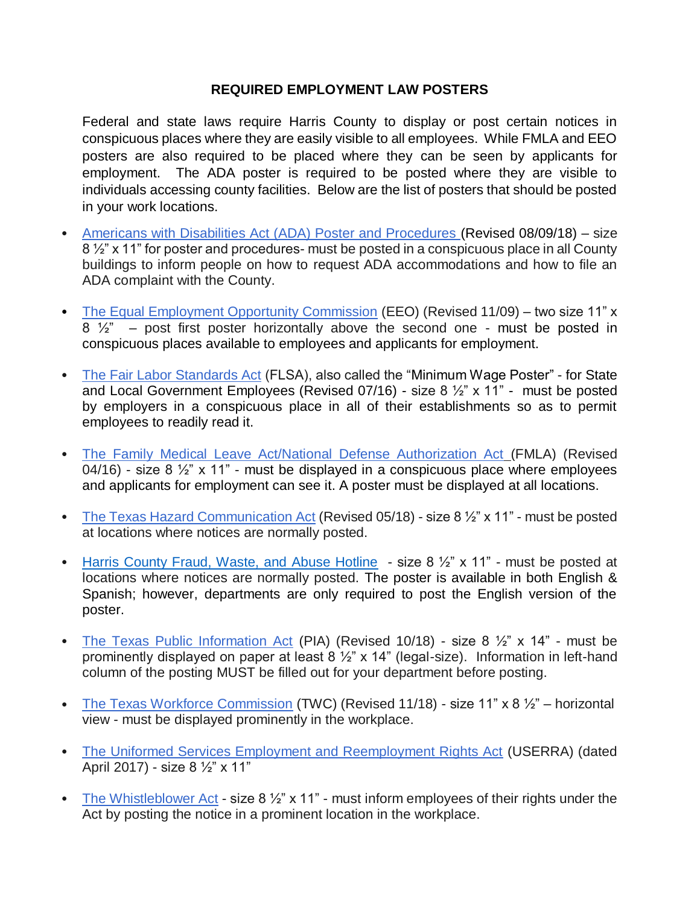# REQUIRED EMPLOYMENT LAW POSTERS

Federal and state laws require Harris County to display or post certain notices in conspicuous places where they are easily visible to all employees. While FMLA and EEO posters are also required to be placed where they can be seen by applicants for employment. The ADA poster is required to be posted where they are visible to individuals accessing county facilities. Below are the list of posters that should be posted in your work locations.

- Americans with Disabilities Act (ADA) Poster and Procedures (Revised 08/09/18) – size 8 ½" x 11" for poster and procedures- must be posted in a conspicuous place in all County buildings to inform people on how to request ADA accommodations and how to file an ADA complaint with the County.

- The Equal Employment Opportunity Commission (EEO) (Revised 11/09) – two size 11" x 8 ½" – post first poster horizontally above the second one - must be posted in conspicuous places available to employees and applicants for employment.

- The Fair Labor Standards Act (FLSA), also called the "Minimum Wage Poster" - for State and Local Government Employees (Revised 07/16) - size 8 ½" x 11" - must be posted by employers in a conspicuous place in all of their establishments so as to permit employees to readily read it.

- The Family Medical Leave Act/National Defense Authorization Act (FMLA) (Revised 04/16) - size 8 ½" x 11" - must be displayed in a conspicuous place where employees and applicants for employment can see it. A poster must be displayed at all locations.

- The Texas Hazard Communication Act (Revised 05/18) - size 8 ½" x 11" - must be posted at locations where notices are normally posted.

- Harris County Fraud, Waste, and Abuse Hotline - size 8 ½" x 11" - must be posted at locations where notices are normally posted. The poster is available in both English & Spanish; however, departments are only required to post the English version of the poster.

- The Texas Public Information Act (PIA) (Revised 10/18) - size 8 ½" x 14" - must be prominently displayed on paper at least 8 ½" x 14" (legal-size). Information in left-hand column of the posting MUST be filled out for your department before posting.

- The Texas Workforce Commission (TWC) (Revised 11/18) - size 11" x 8 ½" – horizontal view - must be displayed prominently in the workplace.

- The Uniformed Services Employment and Reemployment Rights Act (USERRA) (dated April 2017) - size 8 ½" x 11"

- The Whistleblower Act - size 8 ½" x 11" - must inform employees of their rights under the Act by posting the notice in a prominent location in the workplace.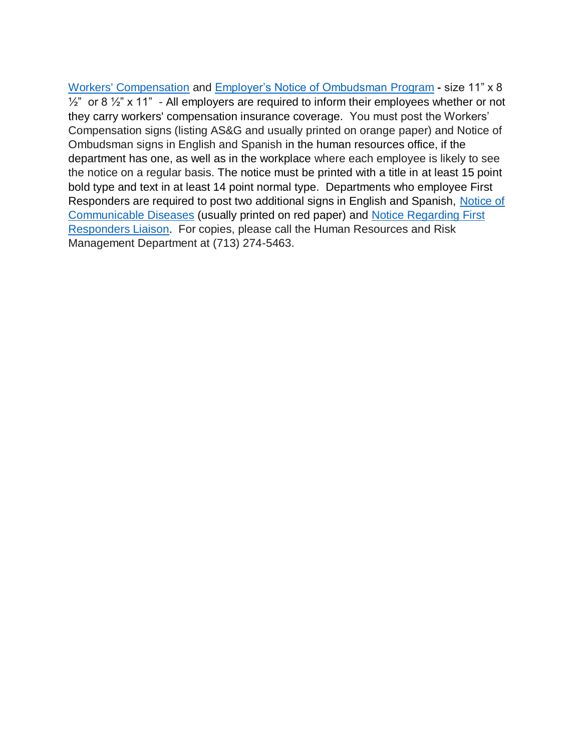Workers' Compensation and Employer's Notice of Ombudsman Program **-** size 11" x 8 ½" or 8 ½" x 11" - All employers are required to inform their employees whether or not they carry workers' compensation insurance coverage. You must post the Workers' Compensation signs (listing AS&G and usually printed on orange paper) and Notice of Ombudsman signs in English and Spanish in the human resources office, if the department has one, as well as in the workplace where each employee is likely to see the notice on a regular basis. The notice must be printed with a title in at least 15 point bold type and text in at least 14 point normal type. Departments who employee First Responders are required to post two additional signs in English and Spanish, Notice of Communicable Diseases (usually printed on red paper) and Notice Regarding First Responders Liaison. For copies, please call the Human Resources and Risk Management Department at (713) 274-5463.